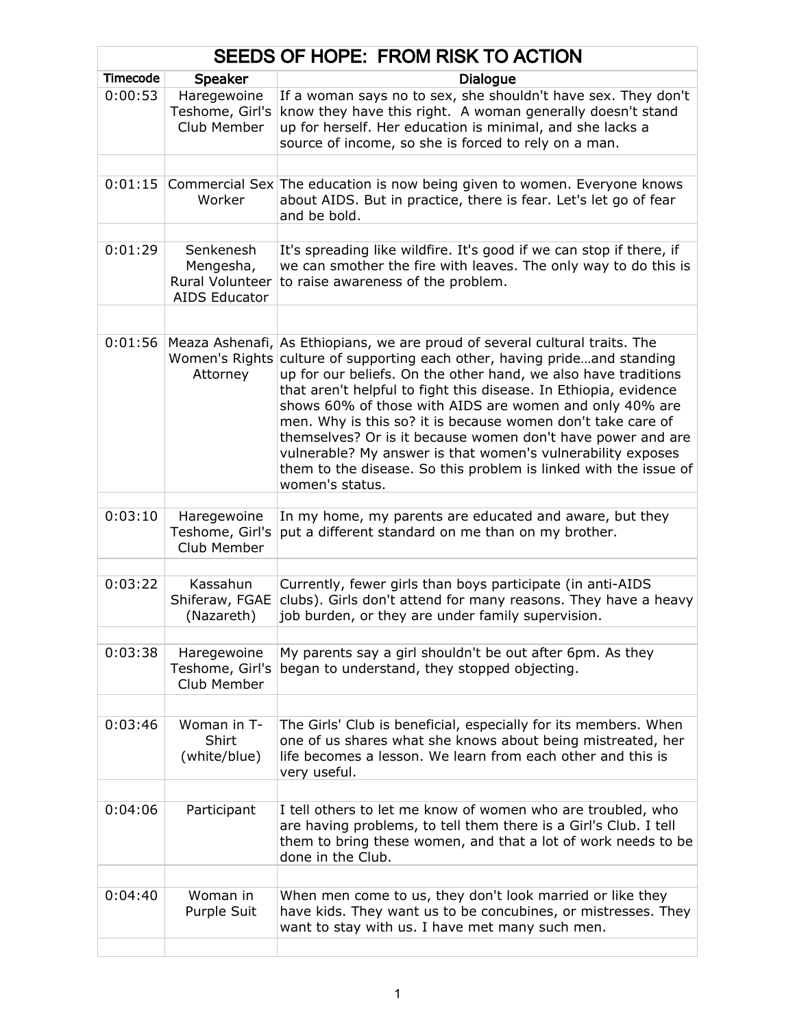# SEEDS OF HOPE: FROM RISK TO ACTION

| Timecode | Speaker | Dialogue |
|---|---|---|
| 0:00:53 | Haregewoine Teshome, Girl's Club Member | If a woman says no to sex, she shouldn't have sex. They don't know they have this right. A woman generally doesn't stand up for herself. Her education is minimal, and she lacks a source of income, so she is forced to rely on a man. |
| | | |
| 0:01:15 | Commercial Sex Worker | The education is now being given to women. Everyone knows about AIDS. But in practice, there is fear. Let's let go of fear and be bold. |
| | | |
| 0:01:29 | Senkenesh Mengesha, Rural Volunteer AIDS Educator | It's spreading like wildfire. It's good if we can stop if there, if we can smother the fire with leaves. The only way to do this is to raise awareness of the problem. |
| | | |
| 0:01:56 | Meaza Ashenafi, Women's Rights Attorney | As Ethiopians, we are proud of several cultural traits. The culture of supporting each other, having pride…and standing up for our beliefs. On the other hand, we also have traditions that aren't helpful to fight this disease. In Ethiopia, evidence shows 60% of those with AIDS are women and only 40% are men. Why is this so? it is because women don't take care of themselves? Or is it because women don't have power and are vulnerable? My answer is that women's vulnerability exposes them to the disease. So this problem is linked with the issue of women's status. |
| | | |
| 0:03:10 | Haregewoine Teshome, Girl's Club Member | In my home, my parents are educated and aware, but they put a different standard on me than on my brother. |
| | | |
| 0:03:22 | Kassahun Shiferaw, FGAE (Nazareth) | Currently, fewer girls than boys participate (in anti-AIDS clubs). Girls don't attend for many reasons. They have a heavy job burden, or they are under family supervision. |
| | | |
| 0:03:38 | Haregewoine Teshome, Girl's Club Member | My parents say a girl shouldn't be out after 6pm. As they began to understand, they stopped objecting. |
| | | |
| 0:03:46 | Woman in T-Shirt (white/blue) | The Girls' Club is beneficial, especially for its members. When one of us shares what she knows about being mistreated, her life becomes a lesson. We learn from each other and this is very useful. |
| | | |
| 0:04:06 | Participant | I tell others to let me know of women who are troubled, who are having problems, to tell them there is a Girl's Club. I tell them to bring these women, and that a lot of work needs to be done in the Club. |
| | | |
| 0:04:40 | Woman in Purple Suit | When men come to us, they don't look married or like they have kids. They want us to be concubines, or mistresses. They want to stay with us. I have met many such men. |
| | | |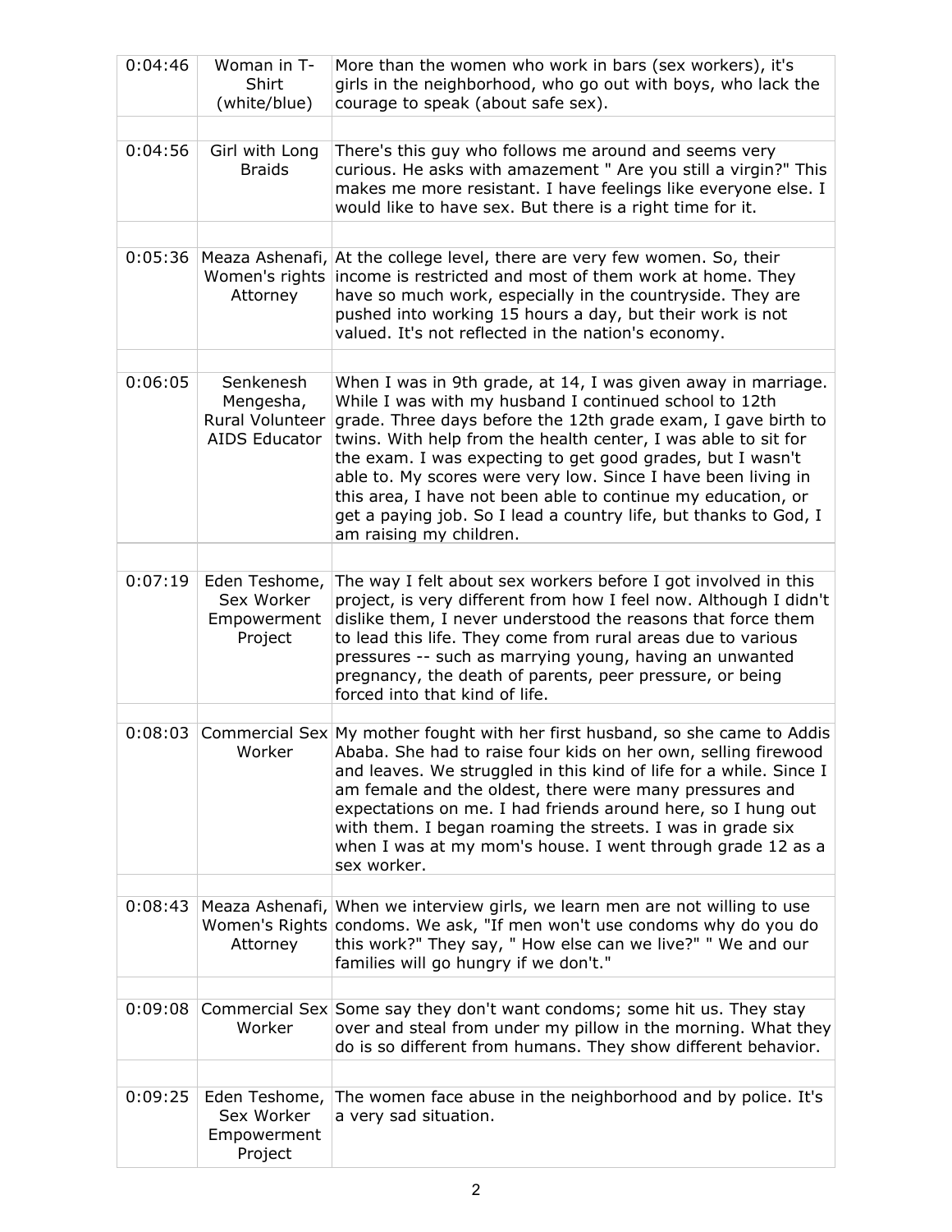| | | |
|---|---|---|
| 0:04:46 | Woman in T-Shirt (white/blue) | More than the women who work in bars (sex workers), it's girls in the neighborhood, who go out with boys, who lack the courage to speak (about safe sex). |
| | | |
| 0:04:56 | Girl with Long Braids | There's this guy who follows me around and seems very curious. He asks with amazement " Are you still a virgin?" This makes me more resistant. I have feelings like everyone else. I would like to have sex. But there is a right time for it. |
| | | |
| 0:05:36 | Meaza Ashenafi, Women's rights Attorney | At the college level, there are very few women. So, their income is restricted and most of them work at home. They have so much work, especially in the countryside. They are pushed into working 15 hours a day, but their work is not valued. It's not reflected in the nation's economy. |
| | | |
| 0:06:05 | Senkenesh Mengesha, Rural Volunteer AIDS Educator | When I was in 9th grade, at 14, I was given away in marriage. While I was with my husband I continued school to 12th grade. Three days before the 12th grade exam, I gave birth to twins. With help from the health center, I was able to sit for the exam. I was expecting to get good grades, but I wasn't able to. My scores were very low. Since I have been living in this area, I have not been able to continue my education, or get a paying job. So I lead a country life, but thanks to God, I am raising my children. |
| | | |
| 0:07:19 | Eden Teshome, Sex Worker Empowerment Project | The way I felt about sex workers before I got involved in this project, is very different from how I feel now. Although I didn't dislike them, I never understood the reasons that force them to lead this life. They come from rural areas due to various pressures -- such as marrying young, having an unwanted pregnancy, the death of parents, peer pressure, or being forced into that kind of life. |
| | | |
| 0:08:03 | Commercial Sex Worker | My mother fought with her first husband, so she came to Addis Ababa. She had to raise four kids on her own, selling firewood and leaves. We struggled in this kind of life for a while. Since I am female and the oldest, there were many pressures and expectations on me. I had friends around here, so I hung out with them. I began roaming the streets. I was in grade six when I was at my mom's house. I went through grade 12 as a sex worker. |
| | | |
| 0:08:43 | Meaza Ashenafi, Women's Rights Attorney | When we interview girls, we learn men are not willing to use condoms. We ask, "If men won't use condoms why do you do this work?" They say, " How else can we live?" " We and our families will go hungry if we don't." |
| | | |
| 0:09:08 | Commercial Sex Worker | Some say they don't want condoms; some hit us. They stay over and steal from under my pillow in the morning. What they do is so different from humans. They show different behavior. |
| | | |
| 0:09:25 | Eden Teshome, Sex Worker Empowerment Project | The women face abuse in the neighborhood and by police. It's a very sad situation. |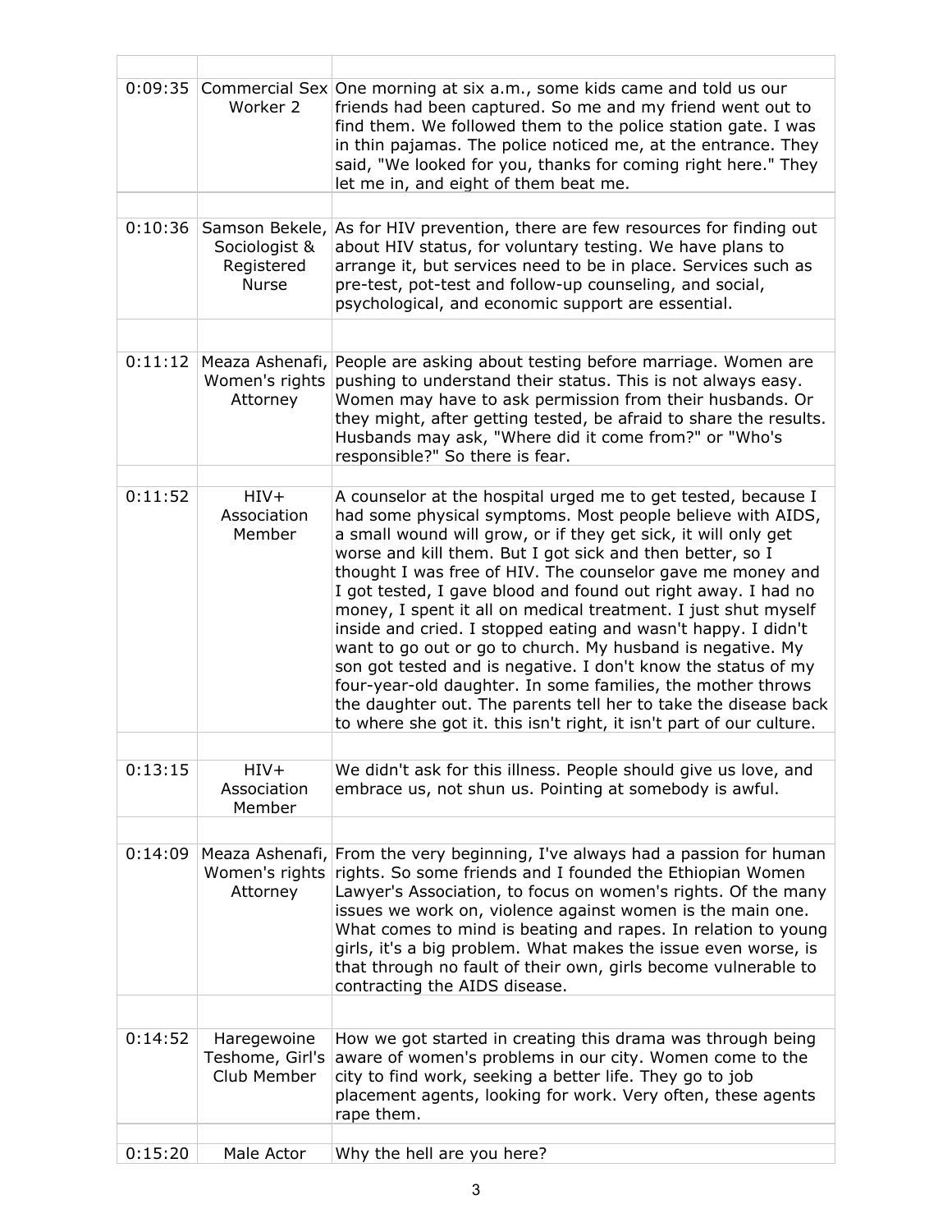| | | |
|---|---|---|
| 0:09:35 | Commercial Sex Worker 2 | One morning at six a.m., some kids came and told us our friends had been captured. So me and my friend went out to find them. We followed them to the police station gate. I was in thin pajamas. The police noticed me, at the entrance. They said, "We looked for you, thanks for coming right here." They let me in, and eight of them beat me. |
| | | |
| 0:10:36 | Samson Bekele, Sociologist & Registered Nurse | As for HIV prevention, there are few resources for finding out about HIV status, for voluntary testing. We have plans to arrange it, but services need to be in place. Services such as pre-test, pot-test and follow-up counseling, and social, psychological, and economic support are essential. |
| | | |
| 0:11:12 | Meaza Ashenafi, Women's rights Attorney | People are asking about testing before marriage. Women are pushing to understand their status. This is not always easy. Women may have to ask permission from their husbands. Or they might, after getting tested, be afraid to share the results. Husbands may ask, "Where did it come from?" or "Who's responsible?" So there is fear. |
| | | |
| 0:11:52 | HIV+ Association Member | A counselor at the hospital urged me to get tested, because I had some physical symptoms. Most people believe with AIDS, a small wound will grow, or if they get sick, it will only get worse and kill them. But I got sick and then better, so I thought I was free of HIV. The counselor gave me money and I got tested, I gave blood and found out right away. I had no money, I spent it all on medical treatment. I just shut myself inside and cried. I stopped eating and wasn't happy. I didn't want to go out or go to church. My husband is negative. My son got tested and is negative. I don't know the status of my four-year-old daughter. In some families, the mother throws the daughter out. The parents tell her to take the disease back to where she got it. this isn't right, it isn't part of our culture. |
| | | |
| 0:13:15 | HIV+ Association Member | We didn't ask for this illness. People should give us love, and embrace us, not shun us. Pointing at somebody is awful. |
| | | |
| 0:14:09 | Meaza Ashenafi, Women's rights Attorney | From the very beginning, I've always had a passion for human rights. So some friends and I founded the Ethiopian Women Lawyer's Association, to focus on women's rights. Of the many issues we work on, violence against women is the main one. What comes to mind is beating and rapes. In relation to young girls, it's a big problem. What makes the issue even worse, is that through no fault of their own, girls become vulnerable to contracting the AIDS disease. |
| | | |
| 0:14:52 | Haregewoine Teshome, Girl's Club Member | How we got started in creating this drama was through being aware of women's problems in our city. Women come to the city to find work, seeking a better life. They go to job placement agents, looking for work. Very often, these agents rape them. |
| | | |
| 0:15:20 | Male Actor | Why the hell are you here? |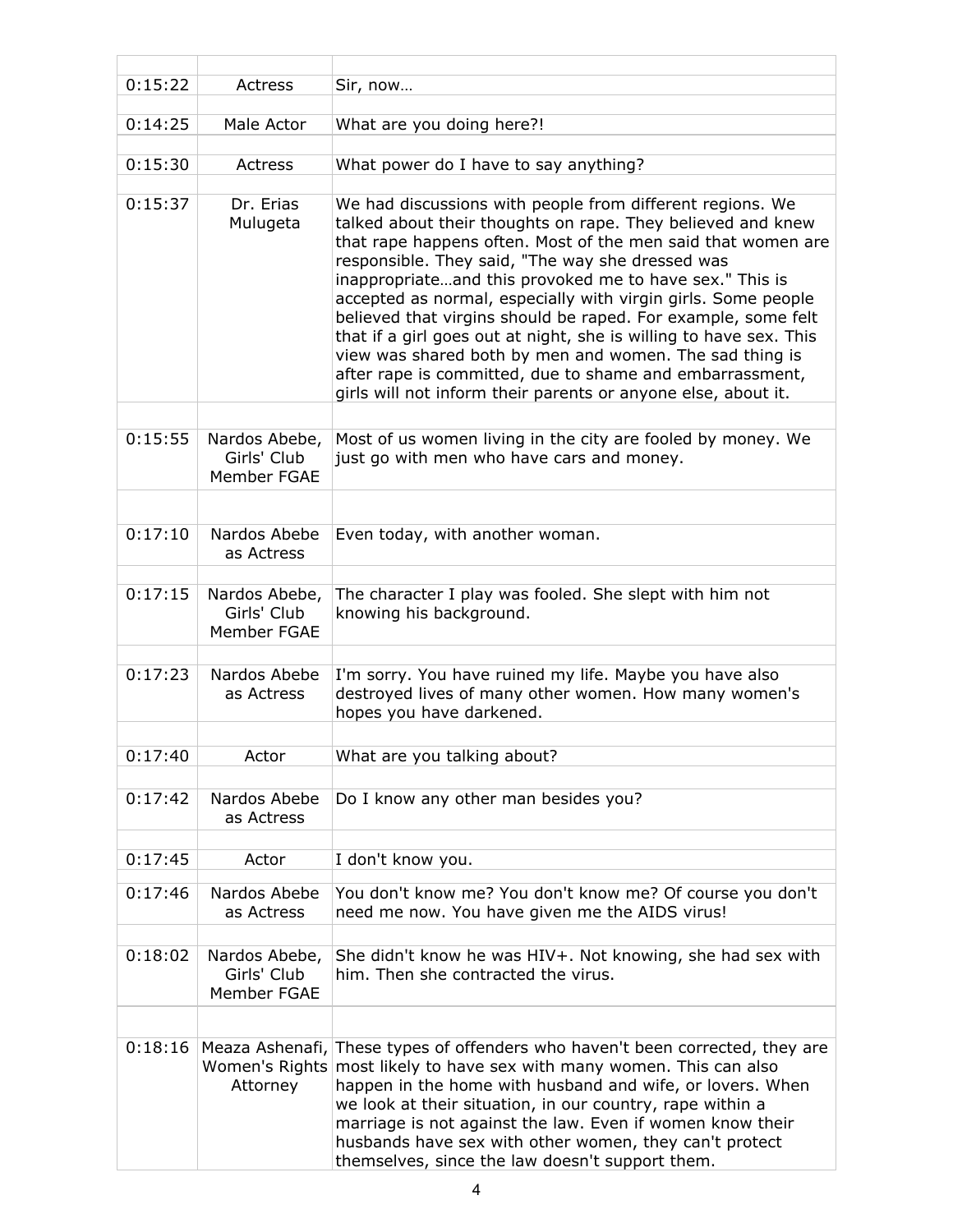| | | |
|---|---|---|
| 0:15:22 | Actress | Sir, now… |
| 0:14:25 | Male Actor | What are you doing here?! |
| 0:15:30 | Actress | What power do I have to say anything? |
| 0:15:37 | Dr. Erias Mulugeta | We had discussions with people from different regions. We talked about their thoughts on rape. They believed and knew that rape happens often. Most of the men said that women are responsible. They said, "The way she dressed was inappropriate…and this provoked me to have sex." This is accepted as normal, especially with virgin girls. Some people believed that virgins should be raped. For example, some felt that if a girl goes out at night, she is willing to have sex. This view was shared both by men and women. The sad thing is after rape is committed, due to shame and embarrassment, girls will not inform their parents or anyone else, about it. |
| 0:15:55 | Nardos Abebe, Girls' Club Member FGAE | Most of us women living in the city are fooled by money. We just go with men who have cars and money. |
| 0:17:10 | Nardos Abebe as Actress | Even today, with another woman. |
| 0:17:15 | Nardos Abebe, Girls' Club Member FGAE | The character I play was fooled. She slept with him not knowing his background. |
| 0:17:23 | Nardos Abebe as Actress | I'm sorry. You have ruined my life. Maybe you have also destroyed lives of many other women. How many women's hopes you have darkened. |
| 0:17:40 | Actor | What are you talking about? |
| 0:17:42 | Nardos Abebe as Actress | Do I know any other man besides you? |
| 0:17:45 | Actor | I don't know you. |
| 0:17:46 | Nardos Abebe as Actress | You don't know me? You don't know me? Of course you don't need me now. You have given me the AIDS virus! |
| 0:18:02 | Nardos Abebe, Girls' Club Member FGAE | She didn't know he was HIV+. Not knowing, she had sex with him. Then she contracted the virus. |
| 0:18:16 | Meaza Ashenafi, Women's Rights Attorney | These types of offenders who haven't been corrected, they are most likely to have sex with many women. This can also happen in the home with husband and wife, or lovers. When we look at their situation, in our country, rape within a marriage is not against the law. Even if women know their husbands have sex with other women, they can't protect themselves, since the law doesn't support them. |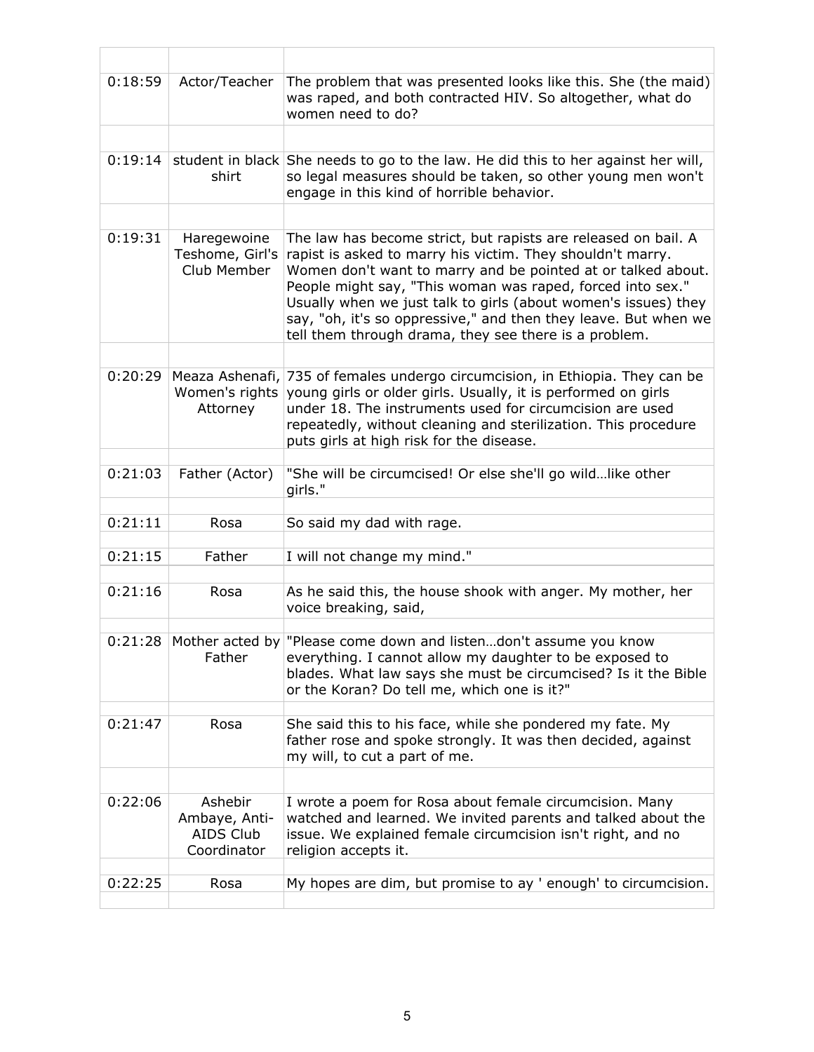| | | |
|---|---|---|
| 0:18:59 | Actor/Teacher | The problem that was presented looks like this. She (the maid) was raped, and both contracted HIV. So altogether, what do women need to do? |
| | | |
| 0:19:14 | student in black shirt | She needs to go to the law. He did this to her against her will, so legal measures should be taken, so other young men won't engage in this kind of horrible behavior. |
| | | |
| 0:19:31 | Haregewoine Teshome, Girl's Club Member | The law has become strict, but rapists are released on bail. A rapist is asked to marry his victim. They shouldn't marry. Women don't want to marry and be pointed at or talked about. People might say, "This woman was raped, forced into sex." Usually when we just talk to girls (about women's issues) they say, "oh, it's so oppressive," and then they leave. But when we tell them through drama, they see there is a problem. |
| | | |
| 0:20:29 | Meaza Ashenafi, Women's rights Attorney | 735 of females undergo circumcision, in Ethiopia. They can be young girls or older girls. Usually, it is performed on girls under 18. The instruments used for circumcision are used repeatedly, without cleaning and sterilization. This procedure puts girls at high risk for the disease. |
| | | |
| 0:21:03 | Father (Actor) | "She will be circumcised! Or else she'll go wild…like other girls." |
| | | |
| 0:21:11 | Rosa | So said my dad with rage. |
| | | |
| 0:21:15 | Father | I will not change my mind." |
| | | |
| 0:21:16 | Rosa | As he said this, the house shook with anger. My mother, her voice breaking, said, |
| | | |
| 0:21:28 | Mother acted by Father | "Please come down and listen…don't assume you know everything. I cannot allow my daughter to be exposed to blades. What law says she must be circumcised? Is it the Bible or the Koran? Do tell me, which one is it?" |
| | | |
| 0:21:47 | Rosa | She said this to his face, while she pondered my fate. My father rose and spoke strongly. It was then decided, against my will, to cut a part of me. |
| | | |
| 0:22:06 | Ashebir Ambaye, Anti-AIDS Club Coordinator | I wrote a poem for Rosa about female circumcision. Many watched and learned. We invited parents and talked about the issue. We explained female circumcision isn't right, and no religion accepts it. |
| | | |
| 0:22:25 | Rosa | My hopes are dim, but promise to ay ' enough' to circumcision. |
| | | |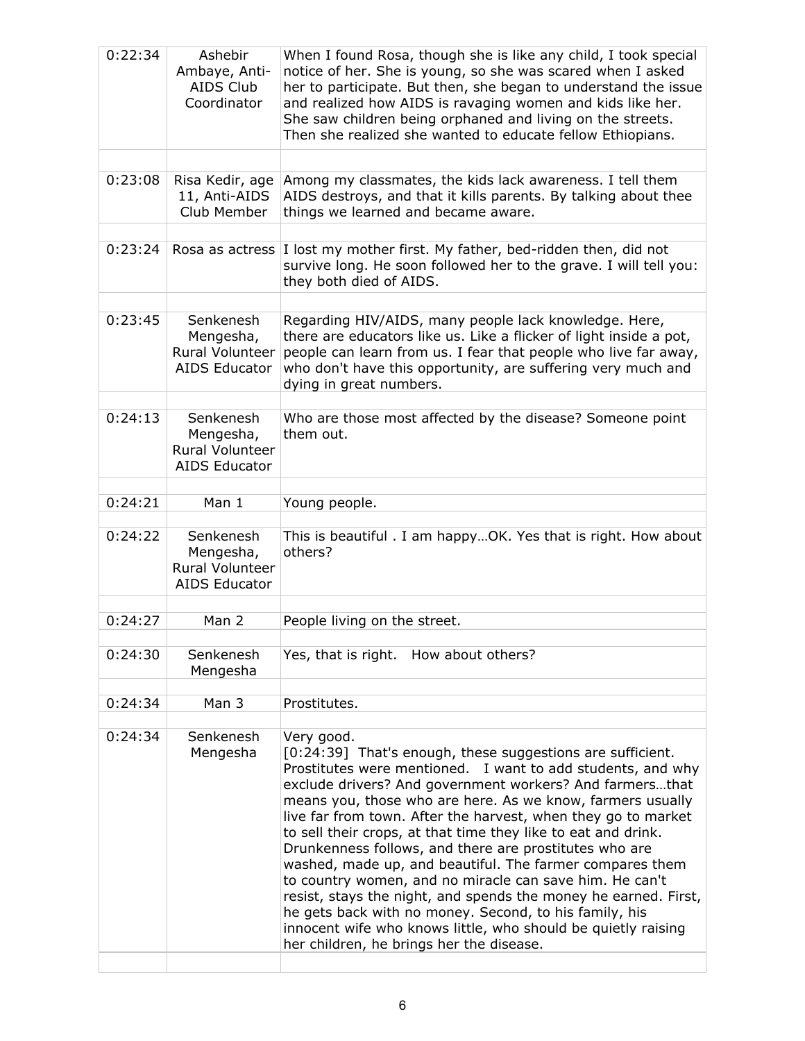| | | |
|---|---|---|
| 0:22:34 | Ashebir Ambaye, Anti-AIDS Club Coordinator | When I found Rosa, though she is like any child, I took special notice of her. She is young, so she was scared when I asked her to participate. But then, she began to understand the issue and realized how AIDS is ravaging women and kids like her. She saw children being orphaned and living on the streets. Then she realized she wanted to educate fellow Ethiopians. |
| | | |
| 0:23:08 | Risa Kedir, age 11, Anti-AIDS Club Member | Among my classmates, the kids lack awareness. I tell them AIDS destroys, and that it kills parents. By talking about thee things we learned and became aware. |
| | | |
| 0:23:24 | Rosa as actress | I lost my mother first. My father, bed-ridden then, did not survive long. He soon followed her to the grave. I will tell you: they both died of AIDS. |
| | | |
| 0:23:45 | Senkenesh Mengesha, Rural Volunteer AIDS Educator | Regarding HIV/AIDS, many people lack knowledge. Here, there are educators like us. Like a flicker of light inside a pot, people can learn from us. I fear that people who live far away, who don't have this opportunity, are suffering very much and dying in great numbers. |
| | | |
| 0:24:13 | Senkenesh Mengesha, Rural Volunteer AIDS Educator | Who are those most affected by the disease? Someone point them out. |
| | | |
| 0:24:21 | Man 1 | Young people. |
| | | |
| 0:24:22 | Senkenesh Mengesha, Rural Volunteer AIDS Educator | This is beautiful . I am happy…OK. Yes that is right. How about others? |
| | | |
| 0:24:27 | Man 2 | People living on the street. |
| | | |
| 0:24:30 | Senkenesh Mengesha | Yes, that is right. How about others? |
| | | |
| 0:24:34 | Man 3 | Prostitutes. |
| | | |
| 0:24:34 | Senkenesh Mengesha | Very good.<br>[0:24:39] That's enough, these suggestions are sufficient. Prostitutes were mentioned. I want to add students, and why exclude drivers? And government workers? And farmers…that means you, those who are here. As we know, farmers usually live far from town. After the harvest, when they go to market to sell their crops, at that time they like to eat and drink. Drunkenness follows, and there are prostitutes who are washed, made up, and beautiful. The farmer compares them to country women, and no miracle can save him. He can't resist, stays the night, and spends the money he earned. First, he gets back with no money. Second, to his family, his innocent wife who knows little, who should be quietly raising her children, he brings her the disease. |
| | | |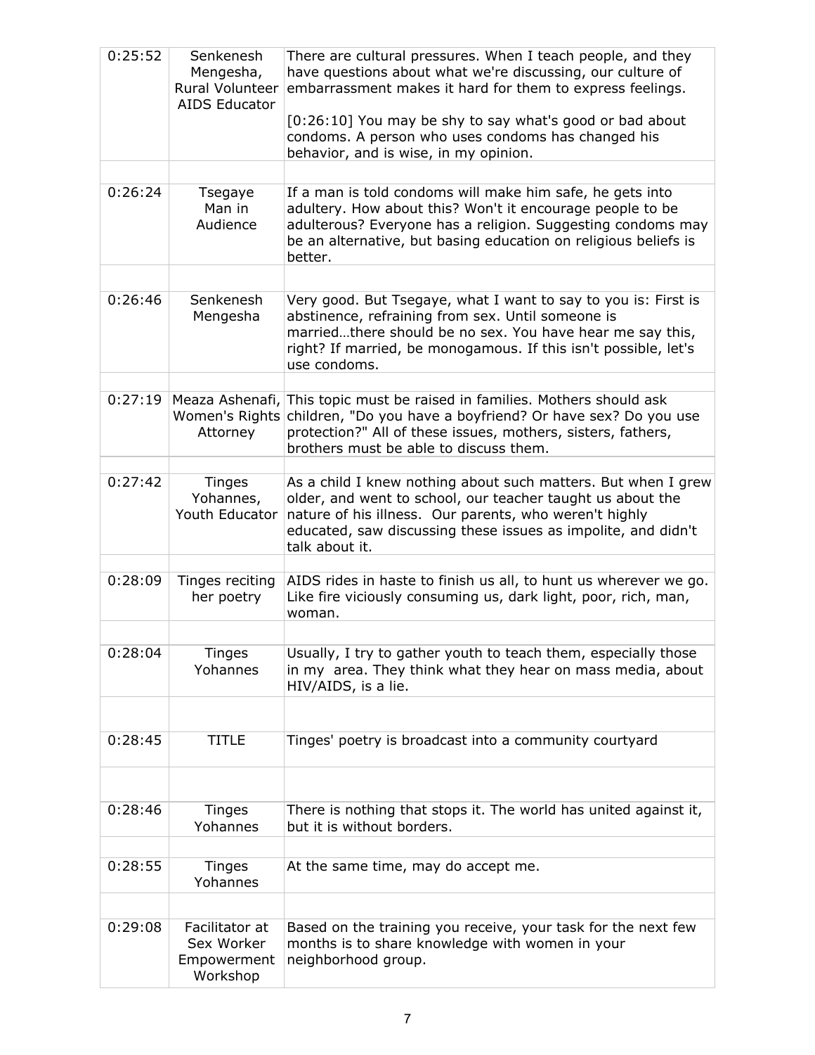| | | |
|---|---|---|
| 0:25:52 | Senkenesh Mengesha, Rural Volunteer AIDS Educator | There are cultural pressures. When I teach people, and they have questions about what we're discussing, our culture of embarrassment makes it hard for them to express feelings.<br><br>[0:26:10] You may be shy to say what's good or bad about condoms. A person who uses condoms has changed his behavior, and is wise, in my opinion. |
| | | |
| 0:26:24 | Tsegaye Man in Audience | If a man is told condoms will make him safe, he gets into adultery. How about this? Won't it encourage people to be adulterous? Everyone has a religion. Suggesting condoms may be an alternative, but basing education on religious beliefs is better. |
| | | |
| 0:26:46 | Senkenesh Mengesha | Very good. But Tsegaye, what I want to say to you is: First is abstinence, refraining from sex. Until someone is married…there should be no sex. You have hear me say this, right? If married, be monogamous. If this isn't possible, let's use condoms. |
| | | |
| 0:27:19 | Meaza Ashenafi, Women's Rights Attorney | This topic must be raised in families. Mothers should ask children, "Do you have a boyfriend? Or have sex? Do you use protection?" All of these issues, mothers, sisters, fathers, brothers must be able to discuss them. |
| | | |
| 0:27:42 | Tinges Yohannes, Youth Educator | As a child I knew nothing about such matters. But when I grew older, and went to school, our teacher taught us about the nature of his illness. Our parents, who weren't highly educated, saw discussing these issues as impolite, and didn't talk about it. |
| | | |
| 0:28:09 | Tinges reciting her poetry | AIDS rides in haste to finish us all, to hunt us wherever we go. Like fire viciously consuming us, dark light, poor, rich, man, woman. |
| | | |
| 0:28:04 | Tinges Yohannes | Usually, I try to gather youth to teach them, especially those in my area. They think what they hear on mass media, about HIV/AIDS, is a lie. |
| | | |
| 0:28:45 | TITLE | Tinges' poetry is broadcast into a community courtyard |
| | | |
| 0:28:46 | Tinges Yohannes | There is nothing that stops it. The world has united against it, but it is without borders. |
| | | |
| 0:28:55 | Tinges Yohannes | At the same time, may do accept me. |
| | | |
| 0:29:08 | Facilitator at Sex Worker Empowerment Workshop | Based on the training you receive, your task for the next few months is to share knowledge with women in your neighborhood group. |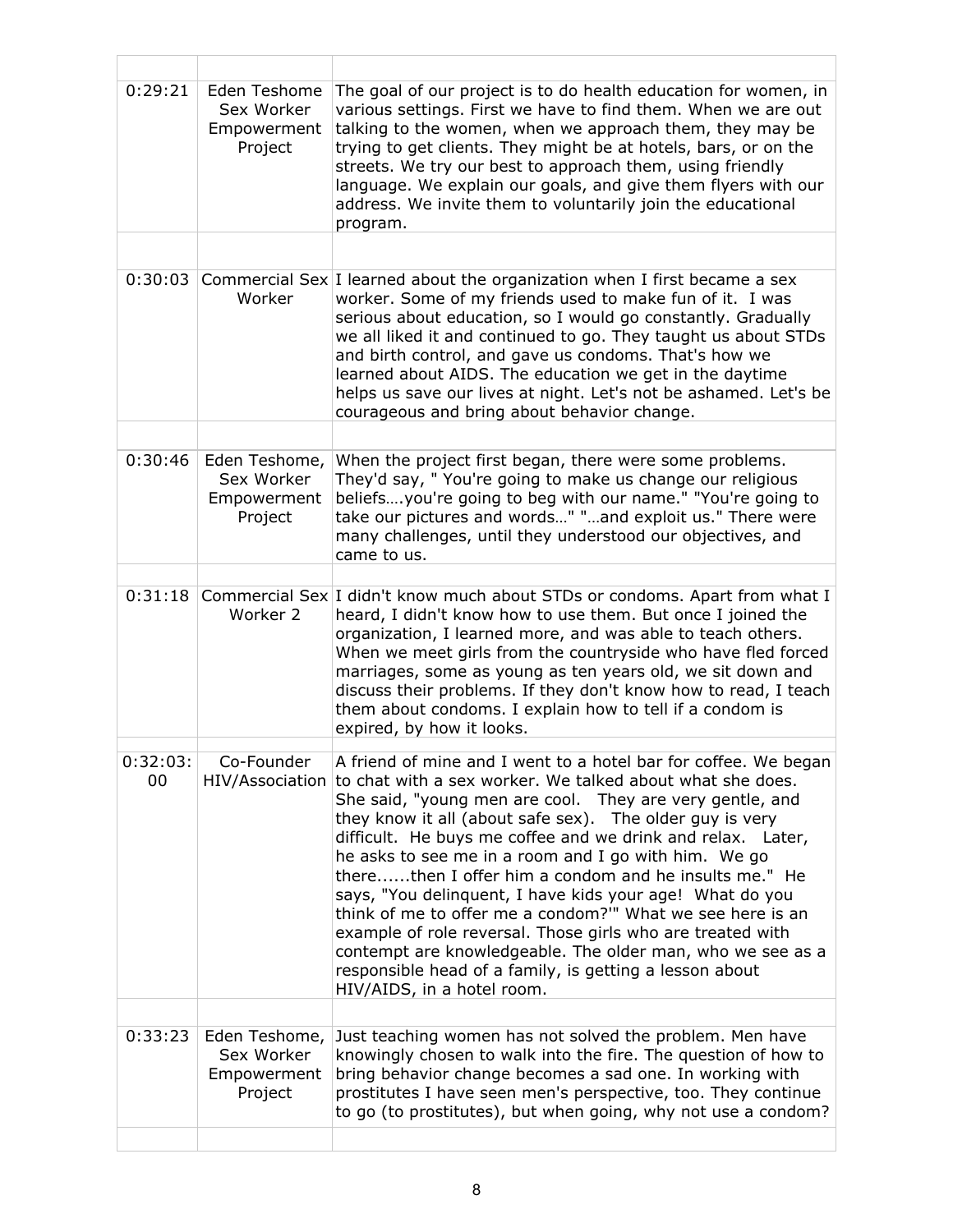| | | |
|---|---|---|
| 0:29:21 | Eden Teshome Sex Worker Empowerment Project | The goal of our project is to do health education for women, in various settings. First we have to find them. When we are out talking to the women, when we approach them, they may be trying to get clients. They might be at hotels, bars, or on the streets. We try our best to approach them, using friendly language. We explain our goals, and give them flyers with our address. We invite them to voluntarily join the educational program. |
| | | |
| 0:30:03 | Commercial Sex Worker | I learned about the organization when I first became a sex worker. Some of my friends used to make fun of it. I was serious about education, so I would go constantly. Gradually we all liked it and continued to go. They taught us about STDs and birth control, and gave us condoms. That's how we learned about AIDS. The education we get in the daytime helps us save our lives at night. Let's not be ashamed. Let's be courageous and bring about behavior change. |
| | | |
| 0:30:46 | Eden Teshome, Sex Worker Empowerment Project | When the project first began, there were some problems. They'd say, " You're going to make us change our religious beliefs….you're going to beg with our name." "You're going to take our pictures and words…" "…and exploit us." There were many challenges, until they understood our objectives, and came to us. |
| | | |
| 0:31:18 | Commercial Sex Worker 2 | I didn't know much about STDs or condoms. Apart from what I heard, I didn't know how to use them. But once I joined the organization, I learned more, and was able to teach others. When we meet girls from the countryside who have fled forced marriages, some as young as ten years old, we sit down and discuss their problems. If they don't know how to read, I teach them about condoms. I explain how to tell if a condom is expired, by how it looks. |
| | | |
| 0:32:03:00 | Co-Founder HIV/Association | A friend of mine and I went to a hotel bar for coffee. We began to chat with a sex worker. We talked about what she does. She said, "young men are cool. They are very gentle, and they know it all (about safe sex). The older guy is very difficult. He buys me coffee and we drink and relax. Later, he asks to see me in a room and I go with him. We go there......then I offer him a condom and he insults me." He says, "You delinquent, I have kids your age! What do you think of me to offer me a condom?'" What we see here is an example of role reversal. Those girls who are treated with contempt are knowledgeable. The older man, who we see as a responsible head of a family, is getting a lesson about HIV/AIDS, in a hotel room. |
| | | |
| 0:33:23 | Eden Teshome, Sex Worker Empowerment Project | Just teaching women has not solved the problem. Men have knowingly chosen to walk into the fire. The question of how to bring behavior change becomes a sad one. In working with prostitutes I have seen men's perspective, too. They continue to go (to prostitutes), but when going, why not use a condom? |
| | | |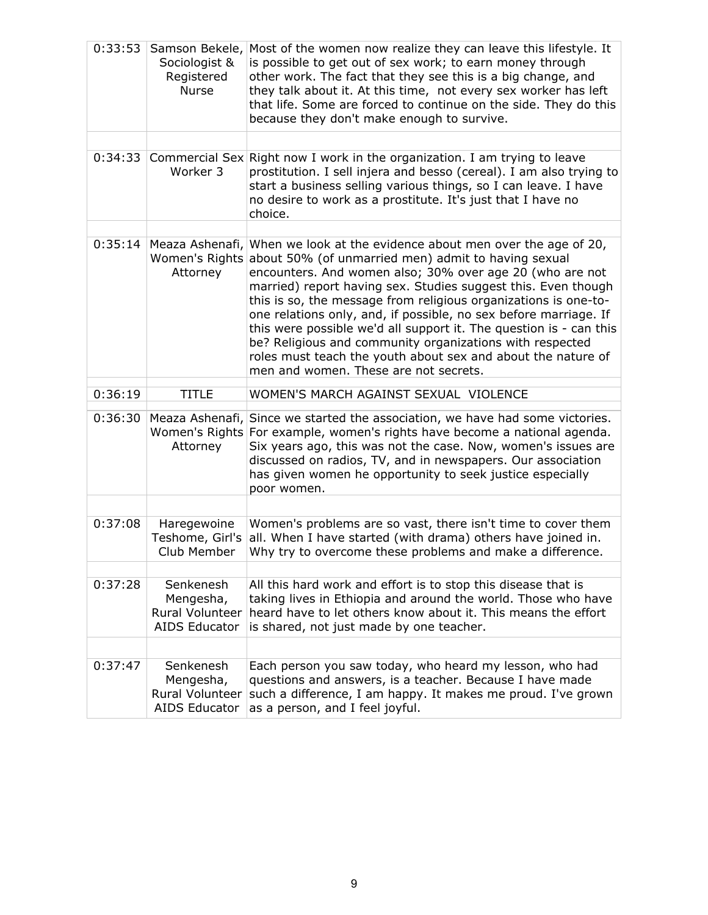| | | |
|---|---|---|
| 0:33:53 | Samson Bekele, Sociologist & Registered Nurse | Most of the women now realize they can leave this lifestyle. It is possible to get out of sex work; to earn money through other work. The fact that they see this is a big change, and they talk about it. At this time, not every sex worker has left that life. Some are forced to continue on the side. They do this because they don't make enough to survive. |
| | | |
| 0:34:33 | Commercial Sex Worker 3 | Right now I work in the organization. I am trying to leave prostitution. I sell injera and besso (cereal). I am also trying to start a business selling various things, so I can leave. I have no desire to work as a prostitute. It's just that I have no choice. |
| | | |
| 0:35:14 | Meaza Ashenafi, Women's Rights Attorney | When we look at the evidence about men over the age of 20, about 50% (of unmarried men) admit to having sexual encounters. And women also; 30% over age 20 (who are not married) report having sex. Studies suggest this. Even though this is so, the message from religious organizations is one-to-one relations only, and, if possible, no sex before marriage. If this were possible we'd all support it. The question is - can this be? Religious and community organizations with respected roles must teach the youth about sex and about the nature of men and women. These are not secrets. |
| | | |
| 0:36:19 | TITLE | WOMEN'S MARCH AGAINST SEXUAL VIOLENCE |
| | | |
| 0:36:30 | Meaza Ashenafi, Women's Rights Attorney | Since we started the association, we have had some victories. For example, women's rights have become a national agenda. Six years ago, this was not the case. Now, women's issues are discussed on radios, TV, and in newspapers. Our association has given women he opportunity to seek justice especially poor women. |
| | | |
| 0:37:08 | Haregewoine Teshome, Girl's Club Member | Women's problems are so vast, there isn't time to cover them all. When I have started (with drama) others have joined in. Why try to overcome these problems and make a difference. |
| | | |
| 0:37:28 | Senkenesh Mengesha, Rural Volunteer AIDS Educator | All this hard work and effort is to stop this disease that is taking lives in Ethiopia and around the world. Those who have heard have to let others know about it. This means the effort is shared, not just made by one teacher. |
| | | |
| 0:37:47 | Senkenesh Mengesha, Rural Volunteer AIDS Educator | Each person you saw today, who heard my lesson, who had questions and answers, is a teacher. Because I have made such a difference, I am happy. It makes me proud. I've grown as a person, and I feel joyful. |